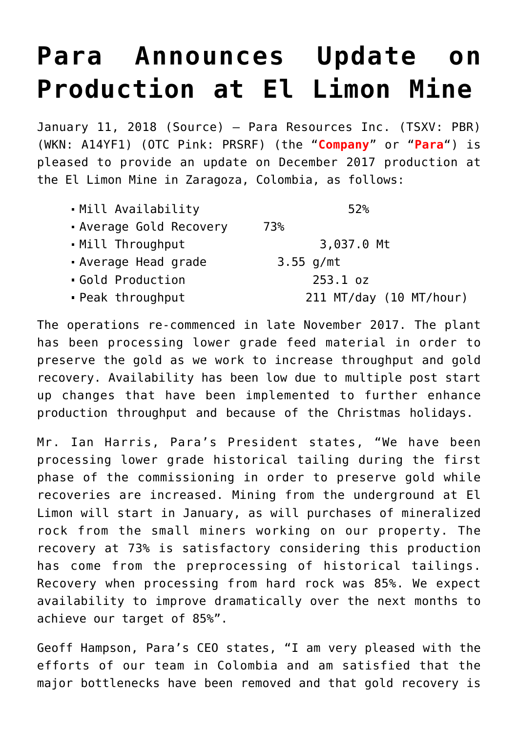# Para Announces Update on Production at El Limon Mine

January 11, 2018 (Source) — Para Resources Inc. (TSXV: PBR) (WKN: A14YF1) (OTC Pink: PRSRF) (the "**Company**" or "**Para**") is pleased to provide an update on December 2017 production at the El Limon Mine in Zaragoza, Colombia, as follows:

- Mill Availability 52%
- Average Gold Recovery 73%
- Mill Throughput 3,037.0 Mt
- Average Head grade 3.55 g/mt
- Gold Production 253.1 oz
- Peak throughput 211 MT/day (10 MT/hour)

The operations re-commenced in late November 2017. The plant has been processing lower grade feed material in order to preserve the gold as we work to increase throughput and gold recovery. Availability has been low due to multiple post start up changes that have been implemented to further enhance production throughput and because of the Christmas holidays.

Mr. Ian Harris, Para's President states, "We have been processing lower grade historical tailing during the first phase of the commissioning in order to preserve gold while recoveries are increased. Mining from the underground at El Limon will start in January, as will purchases of mineralized rock from the small miners working on our property. The recovery at 73% is satisfactory considering this production has come from the preprocessing of historical tailings. Recovery when processing from hard rock was 85%. We expect availability to improve dramatically over the next months to achieve our target of 85%".

Geoff Hampson, Para's CEO states, "I am very pleased with the efforts of our team in Colombia and am satisfied that the major bottlenecks have been removed and that gold recovery is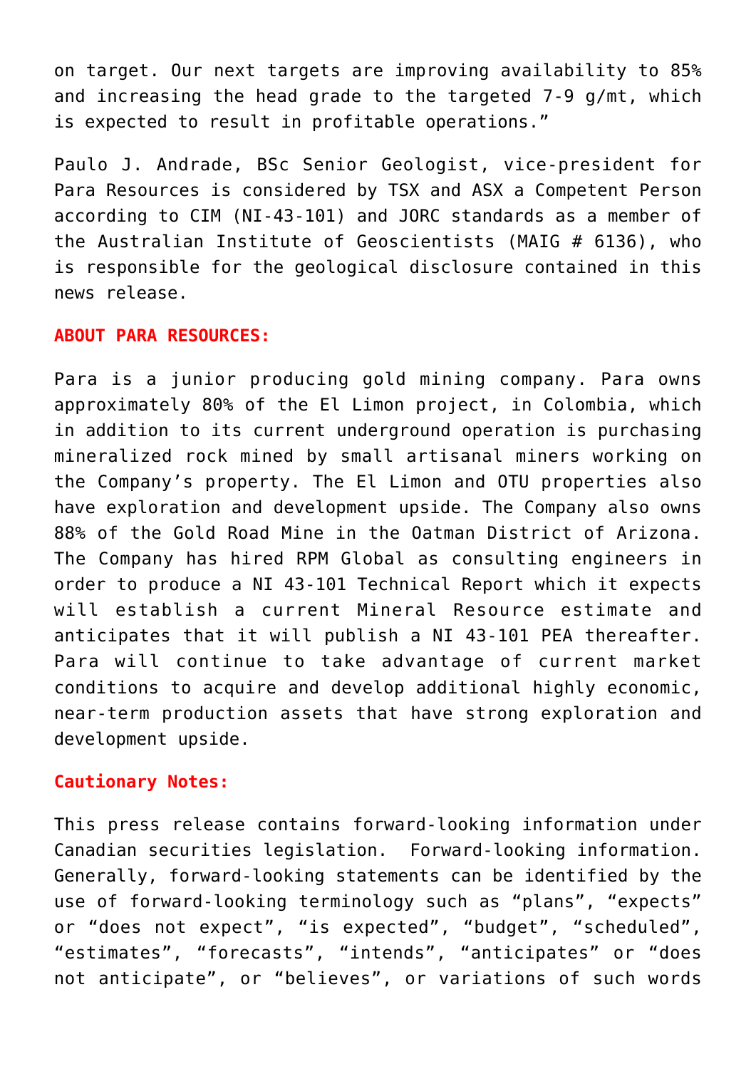on target. Our next targets are improving availability to 85% and increasing the head grade to the targeted 7-9 g/mt, which is expected to result in profitable operations."

Paulo J. Andrade, BSc Senior Geologist, vice-president for Para Resources is considered by TSX and ASX a Competent Person according to CIM (NI-43-101) and JORC standards as a member of the Australian Institute of Geoscientists (MAIG # 6136), who is responsible for the geological disclosure contained in this news release.

**ABOUT PARA RESOURCES:**

Para is a junior producing gold mining company. Para owns approximately 80% of the El Limon project, in Colombia, which in addition to its current underground operation is purchasing mineralized rock mined by small artisanal miners working on the Company's property. The El Limon and OTU properties also have exploration and development upside. The Company also owns 88% of the Gold Road Mine in the Oatman District of Arizona. The Company has hired RPM Global as consulting engineers in order to produce a NI 43-101 Technical Report which it expects will establish a current Mineral Resource estimate and anticipates that it will publish a NI 43-101 PEA thereafter. Para will continue to take advantage of current market conditions to acquire and develop additional highly economic, near-term production assets that have strong exploration and development upside.

**Cautionary Notes:**

This press release contains forward-looking information under Canadian securities legislation. Forward-looking information. Generally, forward-looking statements can be identified by the use of forward-looking terminology such as "plans", "expects" or "does not expect", "is expected", "budget", "scheduled", "estimates", "forecasts", "intends", "anticipates" or "does not anticipate", or "believes", or variations of such words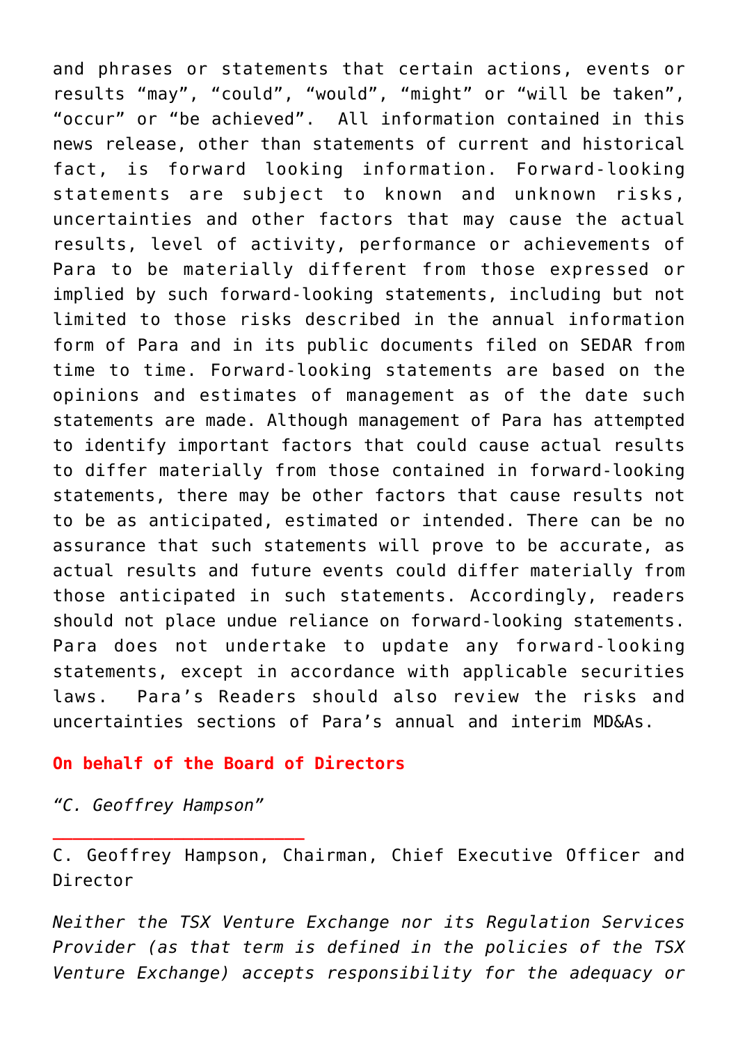and phrases or statements that certain actions, events or results “may”, “could”, “would”, “might” or “will be taken”, “occur” or “be achieved”. All information contained in this news release, other than statements of current and historical fact, is forward looking information. Forward-looking statements are subject to known and unknown risks, uncertainties and other factors that may cause the actual results, level of activity, performance or achievements of Para to be materially different from those expressed or implied by such forward-looking statements, including but not limited to those risks described in the annual information form of Para and in its public documents filed on SEDAR from time to time. Forward-looking statements are based on the opinions and estimates of management as of the date such statements are made. Although management of Para has attempted to identify important factors that could cause actual results to differ materially from those contained in forward-looking statements, there may be other factors that cause results not to be as anticipated, estimated or intended. There can be no assurance that such statements will prove to be accurate, as actual results and future events could differ materially from those anticipated in such statements. Accordingly, readers should not place undue reliance on forward-looking statements. Para does not undertake to update any forward-looking statements, except in accordance with applicable securities laws. Para’s Readers should also review the risks and uncertainties sections of Para’s annual and interim MD&As.

**On behalf of the Board of Directors**

*“C. Geoffrey Hampson”*

\_\_\_\_\_\_\_\_\_\_\_\_\_\_\_\_\_\_\_\_\_\_\_\_\_

C. Geoffrey Hampson, Chairman, Chief Executive Officer and Director

*Neither the TSX Venture Exchange nor its Regulation Services Provider (as that term is defined in the policies of the TSX Venture Exchange) accepts responsibility for the adequacy or*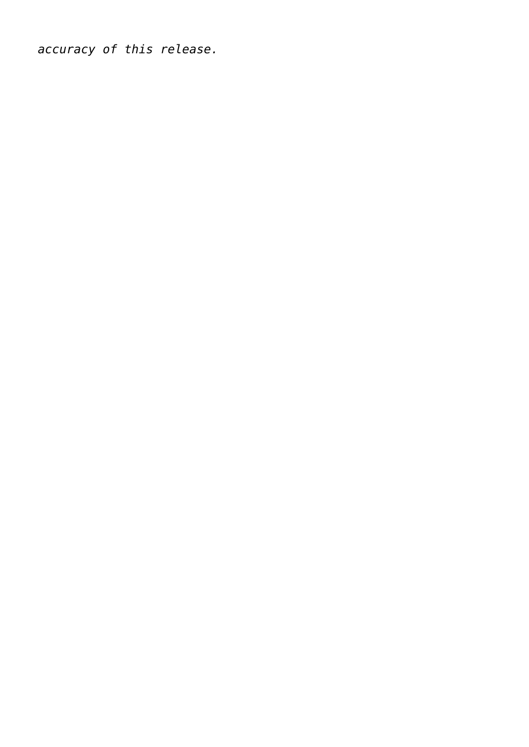*accuracy of this release.*